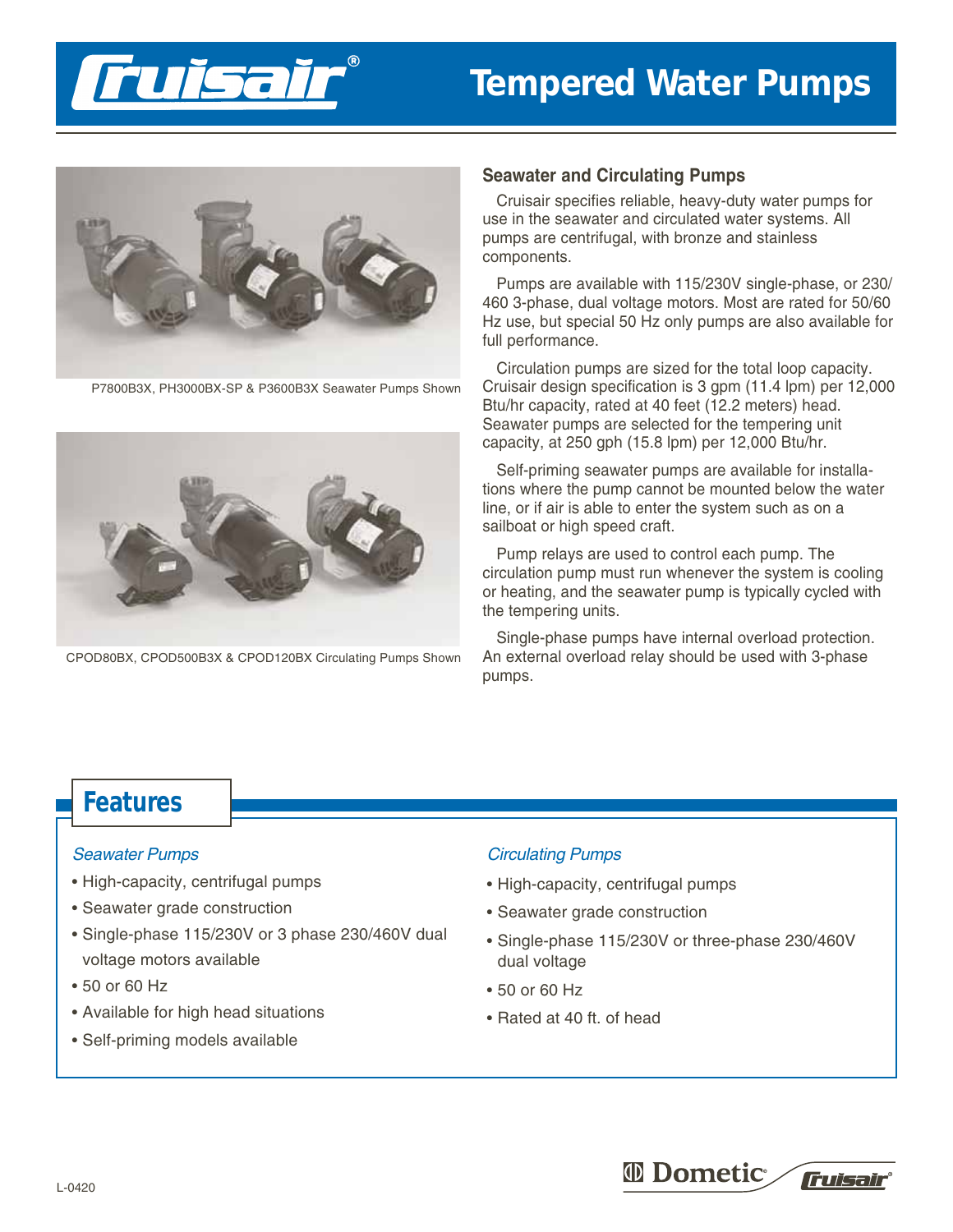# Cruisair® Tempered Water Pumps

P7800B3X, PH3000BX-SP & P3600B3X Seawater Pumps Shown

CPOD80BX, CPOD500B3X & CPOD120BX Circulating Pumps Shown

## Seawater and Circulating Pumps

Cruisair specifies reliable, heavy-duty water pumps for use in the seawater and circulated water systems. All pumps are centrifugal, with bronze and stainless components.

Pumps are available with 115/230V single-phase, or 230/460 3-phase, dual voltage motors. Most are rated for 50/60 Hz use, but special 50 Hz only pumps are also available for full performance.

Circulation pumps are sized for the total loop capacity. Cruisair design specification is 3 gpm (11.4 lpm) per 12,000 Btu/hr capacity, rated at 40 feet (12.2 meters) head. Seawater pumps are selected for the tempering unit capacity, at 250 gph (15.8 lpm) per 12,000 Btu/hr.

Self-priming seawater pumps are available for installations where the pump cannot be mounted below the water line, or if air is able to enter the system such as on a sailboat or high speed craft.

Pump relays are used to control each pump. The circulation pump must run whenever the system is cooling or heating, and the seawater pump is typically cycled with the tempering units.

Single-phase pumps have internal overload protection. An external overload relay should be used with 3-phase pumps.

## Features

*Seawater Pumps*

- High-capacity, centrifugal pumps
- Seawater grade construction
- Single-phase 115/230V or 3 phase 230/460V dual voltage motors available
- 50 or 60 Hz
- Available for high head situations
- Self-priming models available

*Circulating Pumps*

- High-capacity, centrifugal pumps
- Seawater grade construction
- Single-phase 115/230V or three-phase 230/460V dual voltage
- 50 or 60 Hz
- Rated at 40 ft. of head

L-0420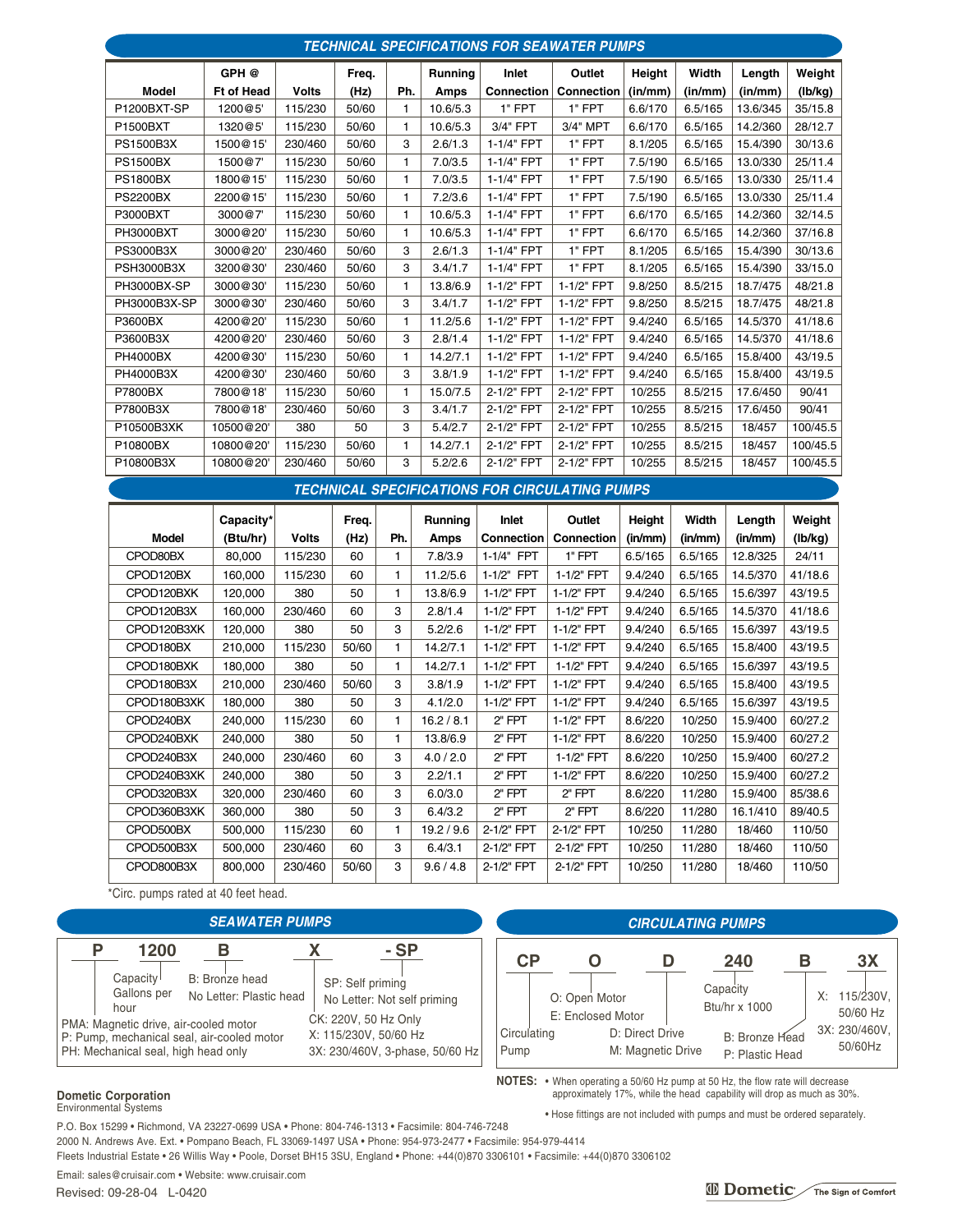## TECHNICAL SPECIFICATIONS FOR SEAWATER PUMPS

| Model | GPH @ Ft of Head | Volts | Freq. (Hz) | Ph. | Running Amps | Inlet Connection | Outlet Connection | Height (in/mm) | Width (in/mm) | Length (in/mm) | Weight (lb/kg) |
|---|---|---|---|---|---|---|---|---|---|---|---|
| P1200BXT-SP | 1200@5' | 115/230 | 50/60 | 1 | 10.6/5.3 | 1" FPT | 1" FPT | 6.6/170 | 6.5/165 | 13.6/345 | 35/15.8 |
| P1500BXT | 1320@5' | 115/230 | 50/60 | 1 | 10.6/5.3 | 3/4" FPT | 3/4" MPT | 6.6/170 | 6.5/165 | 14.2/360 | 28/12.7 |
| PS1500B3X | 1500@15' | 230/460 | 50/60 | 3 | 2.6/1.3 | 1-1/4" FPT | 1" FPT | 8.1/205 | 6.5/165 | 15.4/390 | 30/13.6 |
| PS1500BX | 1500@7' | 115/230 | 50/60 | 1 | 7.0/3.5 | 1-1/4" FPT | 1" FPT | 7.5/190 | 6.5/165 | 13.0/330 | 25/11.4 |
| PS1800BX | 1800@15' | 115/230 | 50/60 | 1 | 7.0/3.5 | 1-1/4" FPT | 1" FPT | 7.5/190 | 6.5/165 | 13.0/330 | 25/11.4 |
| PS2200BX | 2200@15' | 115/230 | 50/60 | 1 | 7.2/3.6 | 1-1/4" FPT | 1" FPT | 7.5/190 | 6.5/165 | 13.0/330 | 25/11.4 |
| P3000BXT | 3000@7' | 115/230 | 50/60 | 1 | 10.6/5.3 | 1-1/4" FPT | 1" FPT | 6.6/170 | 6.5/165 | 14.2/360 | 32/14.5 |
| PH3000BXT | 3000@20' | 115/230 | 50/60 | 1 | 10.6/5.3 | 1-1/4" FPT | 1" FPT | 6.6/170 | 6.5/165 | 14.2/360 | 37/16.8 |
| PS3000B3X | 3000@20' | 230/460 | 50/60 | 3 | 2.6/1.3 | 1-1/4" FPT | 1" FPT | 8.1/205 | 6.5/165 | 15.4/390 | 30/13.6 |
| PSH3000B3X | 3200@30' | 230/460 | 50/60 | 3 | 3.4/1.7 | 1-1/4" FPT | 1" FPT | 8.1/205 | 6.5/165 | 15.4/390 | 33/15.0 |
| PH3000BX-SP | 3000@30' | 115/230 | 50/60 | 1 | 13.8/6.9 | 1-1/2" FPT | 1-1/2" FPT | 9.8/250 | 8.5/215 | 18.7/475 | 48/21.8 |
| PH3000B3X-SP | 3000@30' | 230/460 | 50/60 | 3 | 3.4/1.7 | 1-1/2" FPT | 1-1/2" FPT | 9.8/250 | 8.5/215 | 18.7/475 | 48/21.8 |
| P3600BX | 4200@20' | 115/230 | 50/60 | 1 | 11.2/5.6 | 1-1/2" FPT | 1-1/2" FPT | 9.4/240 | 6.5/165 | 14.5/370 | 41/18.6 |
| P3600B3X | 4200@20' | 230/460 | 50/60 | 3 | 2.8/1.4 | 1-1/2" FPT | 1-1/2" FPT | 9.4/240 | 6.5/165 | 14.5/370 | 41/18.6 |
| PH4000BX | 4200@30' | 115/230 | 50/60 | 1 | 14.2/7.1 | 1-1/2" FPT | 1-1/2" FPT | 9.4/240 | 6.5/165 | 15.8/400 | 43/19.5 |
| PH4000B3X | 4200@30' | 230/460 | 50/60 | 3 | 3.8/1.9 | 1-1/2" FPT | 1-1/2" FPT | 9.4/240 | 6.5/165 | 15.8/400 | 43/19.5 |
| P7800BX | 7800@18' | 115/230 | 50/60 | 1 | 15.0/7.5 | 2-1/2" FPT | 2-1/2" FPT | 10/255 | 8.5/215 | 17.6/450 | 90/41 |
| P7800B3X | 7800@18' | 230/460 | 50/60 | 3 | 3.4/1.7 | 2-1/2" FPT | 2-1/2" FPT | 10/255 | 8.5/215 | 17.6/450 | 90/41 |
| P10500B3XK | 10500@20' | 380 | 50 | 3 | 5.4/2.7 | 2-1/2" FPT | 2-1/2" FPT | 10/255 | 8.5/215 | 18/457 | 100/45.5 |
| P10800BX | 10800@20' | 115/230 | 50/60 | 1 | 14.2/7.1 | 2-1/2" FPT | 2-1/2" FPT | 10/255 | 8.5/215 | 18/457 | 100/45.5 |
| P10800B3X | 10800@20' | 230/460 | 50/60 | 3 | 5.2/2.6 | 2-1/2" FPT | 2-1/2" FPT | 10/255 | 8.5/215 | 18/457 | 100/45.5 |

## TECHNICAL SPECIFICATIONS FOR CIRCULATING PUMPS

| Model | Capacity* (Btu/hr) | Volts | Freq. (Hz) | Ph. | Running Amps | Inlet Connection | Outlet Connection | Height (in/mm) | Width (in/mm) | Length (in/mm) | Weight (lb/kg) |
|---|---|---|---|---|---|---|---|---|---|---|---|
| CPOD80BX | 80,000 | 115/230 | 60 | 1 | 7.8/3.9 | 1-1/4" FPT | 1" FPT | 6.5/165 | 6.5/165 | 12.8/325 | 24/11 |
| CPOD120BX | 160,000 | 115/230 | 60 | 1 | 11.2/5.6 | 1-1/2" FPT | 1-1/2" FPT | 9.4/240 | 6.5/165 | 14.5/370 | 41/18.6 |
| CPOD120BXK | 120,000 | 380 | 50 | 1 | 13.8/6.9 | 1-1/2" FPT | 1-1/2" FPT | 9.4/240 | 6.5/165 | 15.6/397 | 43/19.5 |
| CPOD120B3X | 160,000 | 230/460 | 60 | 3 | 2.8/1.4 | 1-1/2" FPT | 1-1/2" FPT | 9.4/240 | 6.5/165 | 14.5/370 | 41/18.6 |
| CPOD120B3XK | 120,000 | 380 | 50 | 3 | 5.2/2.6 | 1-1/2" FPT | 1-1/2" FPT | 9.4/240 | 6.5/165 | 15.6/397 | 43/19.5 |
| CPOD180BX | 210,000 | 115/230 | 50/60 | 1 | 14.2/7.1 | 1-1/2" FPT | 1-1/2" FPT | 9.4/240 | 6.5/165 | 15.8/400 | 43/19.5 |
| CPOD180BXK | 180,000 | 380 | 50 | 1 | 14.2/7.1 | 1-1/2" FPT | 1-1/2" FPT | 9.4/240 | 6.5/165 | 15.6/397 | 43/19.5 |
| CPOD180B3X | 210,000 | 230/460 | 50/60 | 3 | 3.8/1.9 | 1-1/2" FPT | 1-1/2" FPT | 9.4/240 | 6.5/165 | 15.8/400 | 43/19.5 |
| CPOD180B3XK | 180,000 | 380 | 50 | 3 | 4.1/2.0 | 1-1/2" FPT | 1-1/2" FPT | 9.4/240 | 6.5/165 | 15.6/397 | 43/19.5 |
| CPOD240BX | 240,000 | 115/230 | 60 | 1 | 16.2 / 8.1 | 2" FPT | 1-1/2" FPT | 8.6/220 | 10/250 | 15.9/400 | 60/27.2 |
| CPOD240BXK | 240,000 | 380 | 50 | 1 | 13.8/6.9 | 2" FPT | 1-1/2" FPT | 8.6/220 | 10/250 | 15.9/400 | 60/27.2 |
| CPOD240B3X | 240,000 | 230/460 | 60 | 3 | 4.0 / 2.0 | 2" FPT | 1-1/2" FPT | 8.6/220 | 10/250 | 15.9/400 | 60/27.2 |
| CPOD240B3XK | 240,000 | 380 | 50 | 3 | 2.2/1.1 | 2" FPT | 1-1/2" FPT | 8.6/220 | 10/250 | 15.9/400 | 60/27.2 |
| CPOD320B3X | 320,000 | 230/460 | 60 | 3 | 6.0/3.0 | 2" FPT | 2" FPT | 8.6/220 | 11/280 | 15.9/400 | 85/38.6 |
| CPOD360B3XK | 360,000 | 380 | 50 | 3 | 6.4/3.2 | 2" FPT | 2" FPT | 8.6/220 | 11/280 | 16.1/410 | 89/40.5 |
| CPOD500BX | 500,000 | 115/230 | 60 | 1 | 19.2 / 9.6 | 2-1/2" FPT | 2-1/2" FPT | 10/250 | 11/280 | 18/460 | 110/50 |
| CPOD500B3X | 500,000 | 230/460 | 60 | 3 | 6.4/3.1 | 2-1/2" FPT | 2-1/2" FPT | 10/250 | 11/280 | 18/460 | 110/50 |
| CPOD800B3X | 800,000 | 230/460 | 50/60 | 3 | 9.6 / 4.8 | 2-1/2" FPT | 2-1/2" FPT | 10/250 | 11/280 | 18/460 | 110/50 |

*Circ. pumps rated at 40 feet head.

### SEAWATER PUMPS

**P** **1200** **B** **X** **- SP**

- 1200 — Capacity Gallons per hour
- B: Bronze head / No Letter: Plastic head
- SP: Self priming / No Letter: Not self priming
- PMA: Magnetic drive, air-cooled motor
- P: Pump, mechanical seal, air-cooled motor
- PH: Mechanical seal, high head only
- CK: 220V, 50 Hz Only
- X: 115/230V, 50/60 Hz
- 3X: 230/460V, 3-phase, 50/60 Hz

### CIRCULATING PUMPS

**CP** **O** **D** **240** **B** **3X**

- CP — Circulating Pump
- O: Open Motor / E: Enclosed Motor
- D: Direct Drive / M: Magnetic Drive
- 240 — Capacity Btu/hr x 1000
- B: Bronze Head / P: Plastic Head
- X: 115/230V, 50/60 Hz
- 3X: 230/460V, 50/60Hz

**NOTES:**
- When operating a 50/60 Hz pump at 50 Hz, the flow rate will decrease approximately 17%, while the head capability will drop as much as 30%.
- Hose fittings are not included with pumps and must be ordered separately.

**Dometic Corporation**
Environmental Systems

P.O. Box 15299 • Richmond, VA 23227-0699 USA • Phone: 804-746-1313 • Facsimile: 804-746-7248
2000 N. Andrews Ave. Ext. • Pompano Beach, FL 33069-1497 USA • Phone: 954-973-2477 • Facsimile: 954-979-4414
Fleets Industrial Estate • 26 Willis Way • Poole, Dorset BH15 3SU, England • Phone: +44(0)870 3306101 • Facsimile: +44(0)870 3306102

Email: sales@cruisair.com • Website: www.cruisair.com

Revised: 09-28-04 L-0420

Dometic — The Sign of Comfort